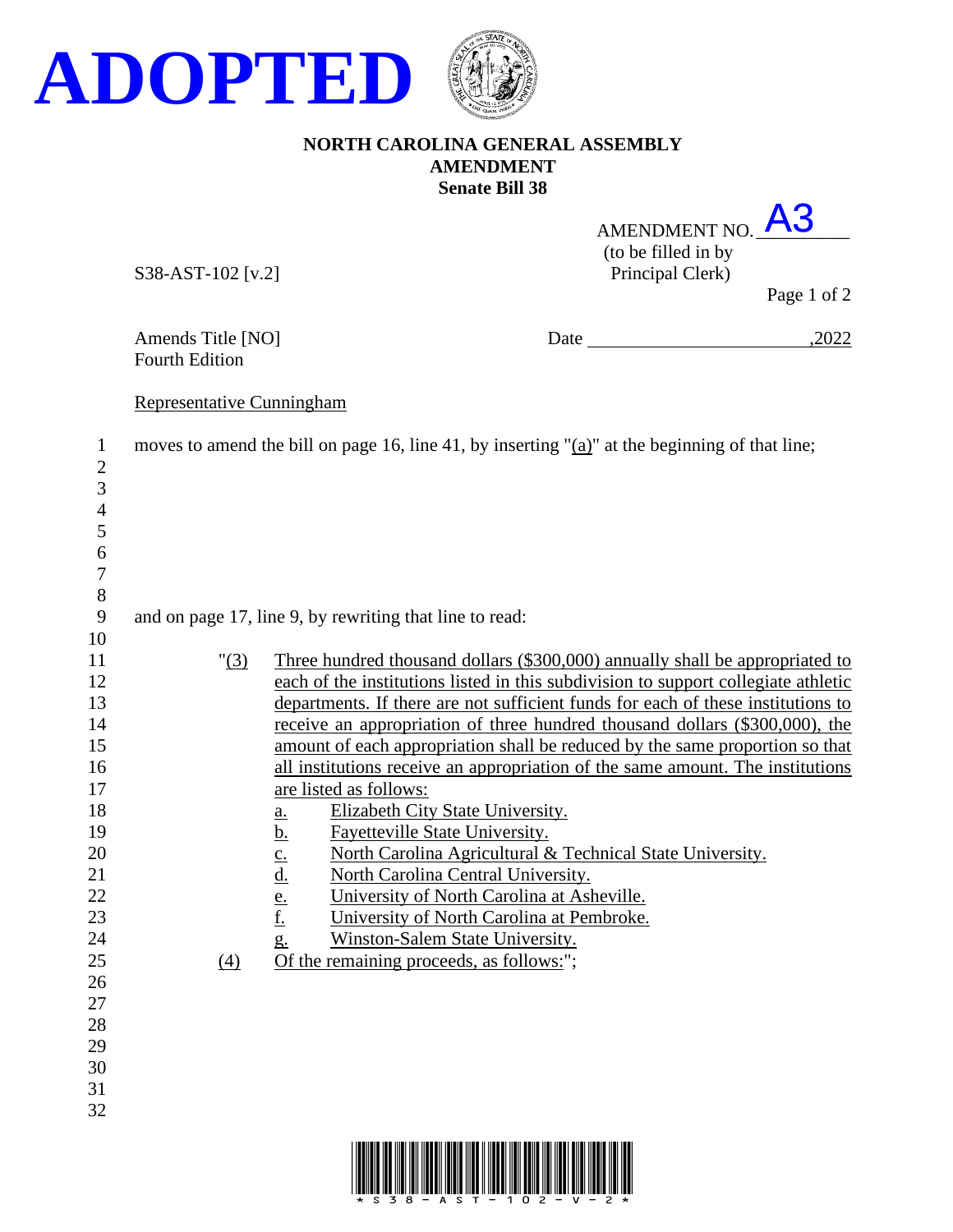# ADOPTED

**NORTH CAROLINA GENERAL ASSEMBLY**
**AMENDMENT**
**Senate Bill 38**

AMENDMENT NO. A3
(to be filled in by Principal Clerk)

S38-AST-102 [v.2]

Amends Title [NO]
Fourth Edition

Date ______________________,2022

Representative Cunningham

1 moves to amend the bill on page 16, line 41, by inserting "(a)" at the beginning of that line;
2
3
4
5
6
7
8
9 and on page 17, line 9, by rewriting that line to read:
10
11 "(3) Three hundred thousand dollars ($300,000) annually shall be appropriated to
12 each of the institutions listed in this subdivision to support collegiate athletic
13 departments. If there are not sufficient funds for each of these institutions to
14 receive an appropriation of three hundred thousand dollars ($300,000), the
15 amount of each appropriation shall be reduced by the same proportion so that
16 all institutions receive an appropriation of the same amount. The institutions
17 are listed as follows:
18 a. Elizabeth City State University.
19 b. Fayetteville State University.
20 c. North Carolina Agricultural & Technical State University.
21 d. North Carolina Central University.
22 e. University of North Carolina at Asheville.
23 f. University of North Carolina at Pembroke.
24 g. Winston-Salem State University.
25 (4) Of the remaining proceeds, as follows:";
26
27
28
29
30
31
32

*S38-AST-102-V-2*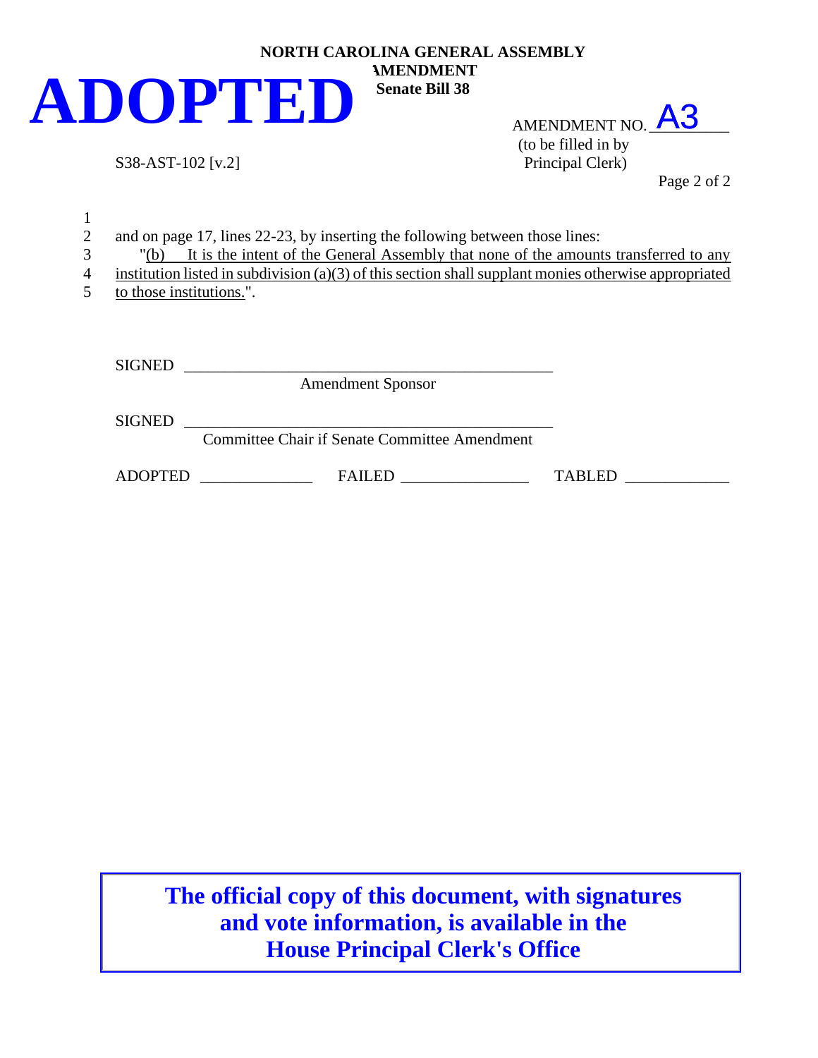**NORTH CAROLINA GENERAL ASSEMBLY**
**AMENDMENT**
**Senate Bill 38**

# ADOPTED

AMENDMENT NO. A3
(to be filled in by Principal Clerk)

S38-AST-102 [v.2]

1
2 and on page 17, lines 22-23, by inserting the following between those lines:
3 "(b) It is the intent of the General Assembly that none of the amounts transferred to any
4 institution listed in subdivision (a)(3) of this section shall supplant monies otherwise appropriated
5 to those institutions.".

SIGNED ______________________________________________
Amendment Sponsor

SIGNED ______________________________________________
Committee Chair if Senate Committee Amendment

ADOPTED ______________ FAILED ________________ TABLED _____________

**The official copy of this document, with signatures and vote information, is available in the House Principal Clerk's Office**